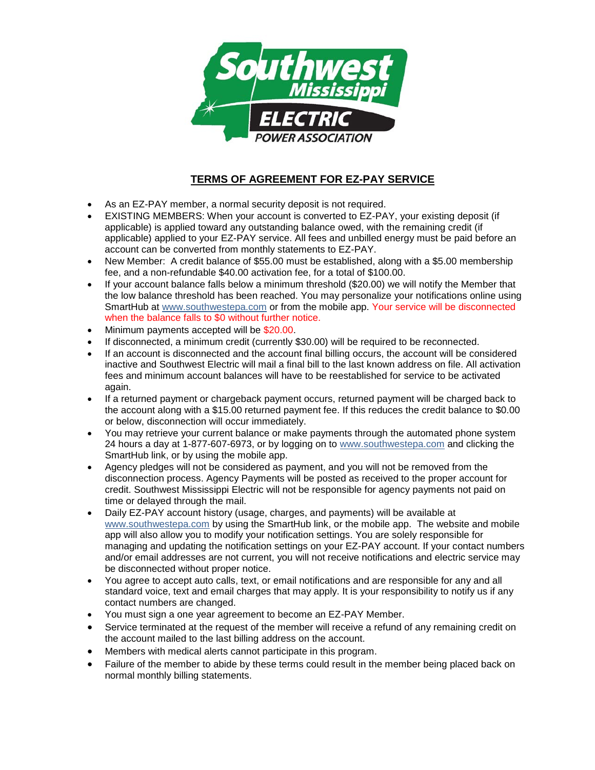# TERMS OF AGREEMENT FOR EZ-PAY SERVICE

- As an EZ-PAY member, a normal security deposit is not required.
- EXISTING MEMBERS: When your account is converted to EZ-PAY, your existing deposit (if applicable) is applied toward any outstanding balance owed, with the remaining credit (if applicable) applied to your EZ-PAY service. All fees and unbilled energy must be paid before an account can be converted from monthly statements to EZ-PAY.
- New Member: A credit balance of $55.00 must be established, along with a $5.00 membership fee, and a non-refundable $40.00 activation fee, for a total of $100.00.
- If your account balance falls below a minimum threshold ($20.00) we will notify the Member that the low balance threshold has been reached. You may personalize your notifications online using SmartHub at www.southwestepa.com or from the mobile app. Your service will be disconnected when the balance falls to $0 without further notice.
- Minimum payments accepted will be $20.00.
- If disconnected, a minimum credit (currently $30.00) will be required to be reconnected.
- If an account is disconnected and the account final billing occurs, the account will be considered inactive and Southwest Electric will mail a final bill to the last known address on file. All activation fees and minimum account balances will have to be reestablished for service to be activated again.
- If a returned payment or chargeback payment occurs, returned payment will be charged back to the account along with a $15.00 returned payment fee. If this reduces the credit balance to $0.00 or below, disconnection will occur immediately.
- You may retrieve your current balance or make payments through the automated phone system 24 hours a day at 1-877-607-6973, or by logging on to www.southwestepa.com and clicking the SmartHub link, or by using the mobile app.
- Agency pledges will not be considered as payment, and you will not be removed from the disconnection process. Agency Payments will be posted as received to the proper account for credit. Southwest Mississippi Electric will not be responsible for agency payments not paid on time or delayed through the mail.
- Daily EZ-PAY account history (usage, charges, and payments) will be available at www.southwestepa.com by using the SmartHub link, or the mobile app. The website and mobile app will also allow you to modify your notification settings. You are solely responsible for managing and updating the notification settings on your EZ-PAY account. If your contact numbers and/or email addresses are not current, you will not receive notifications and electric service may be disconnected without proper notice.
- You agree to accept auto calls, text, or email notifications and are responsible for any and all standard voice, text and email charges that may apply. It is your responsibility to notify us if any contact numbers are changed.
- You must sign a one year agreement to become an EZ-PAY Member.
- Service terminated at the request of the member will receive a refund of any remaining credit on the account mailed to the last billing address on the account.
- Members with medical alerts cannot participate in this program.
- Failure of the member to abide by these terms could result in the member being placed back on normal monthly billing statements.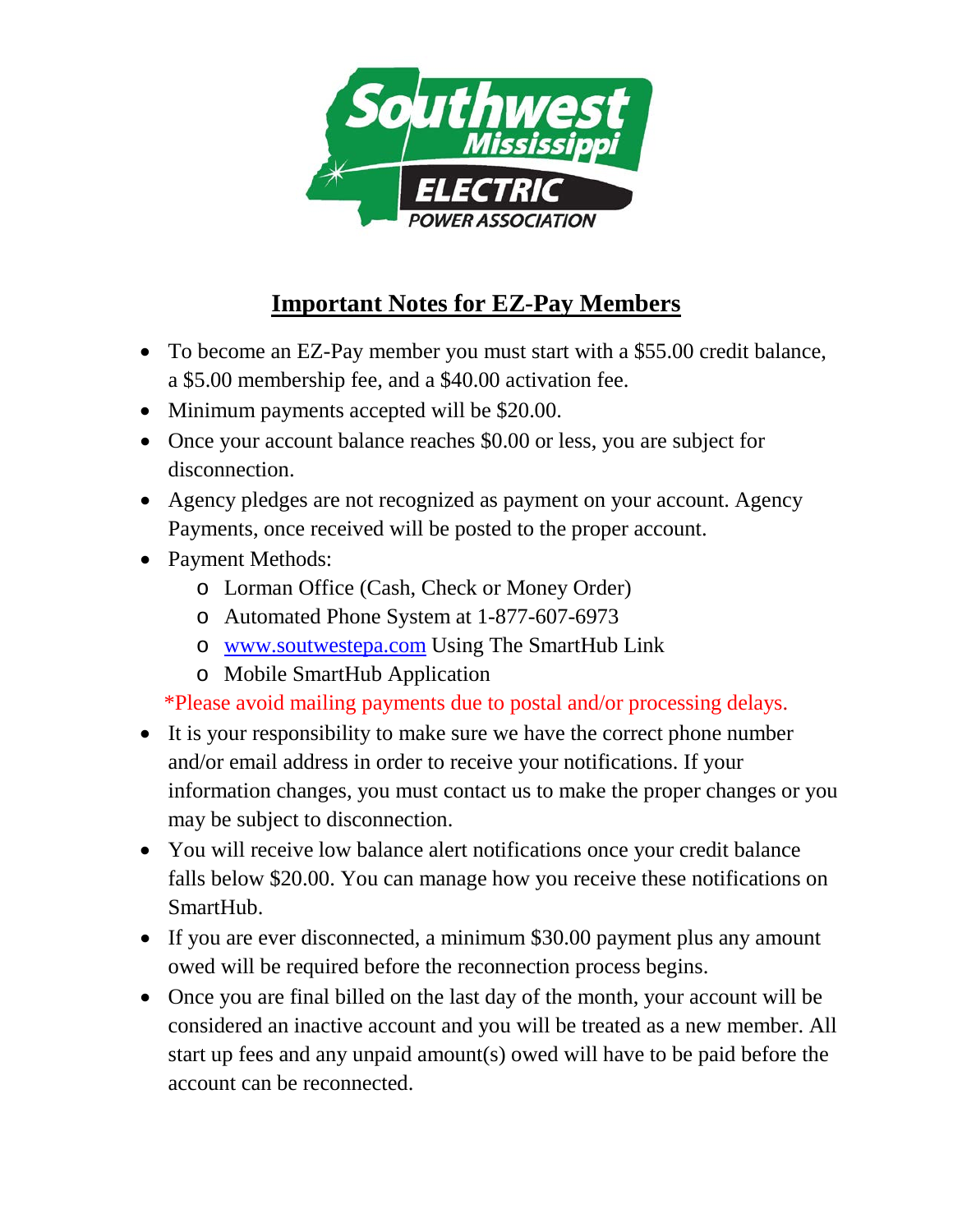## Important Notes for EZ-Pay Members

- To become an EZ-Pay member you must start with a $55.00 credit balance, a $5.00 membership fee, and a $40.00 activation fee.
- Minimum payments accepted will be $20.00.
- Once your account balance reaches $0.00 or less, you are subject for disconnection.
- Agency pledges are not recognized as payment on your account. Agency Payments, once received will be posted to the proper account.
- Payment Methods:
  - Lorman Office (Cash, Check or Money Order)
  - Automated Phone System at 1-877-607-6973
  - [www.soutwestepa.com](http://www.soutwestepa.com) Using The SmartHub Link
  - Mobile SmartHub Application

  *Please avoid mailing payments due to postal and/or processing delays.
- It is your responsibility to make sure we have the correct phone number and/or email address in order to receive your notifications. If your information changes, you must contact us to make the proper changes or you may be subject to disconnection.
- You will receive low balance alert notifications once your credit balance falls below $20.00. You can manage how you receive these notifications on SmartHub.
- If you are ever disconnected, a minimum $30.00 payment plus any amount owed will be required before the reconnection process begins.
- Once you are final billed on the last day of the month, your account will be considered an inactive account and you will be treated as a new member. All start up fees and any unpaid amount(s) owed will have to be paid before the account can be reconnected.